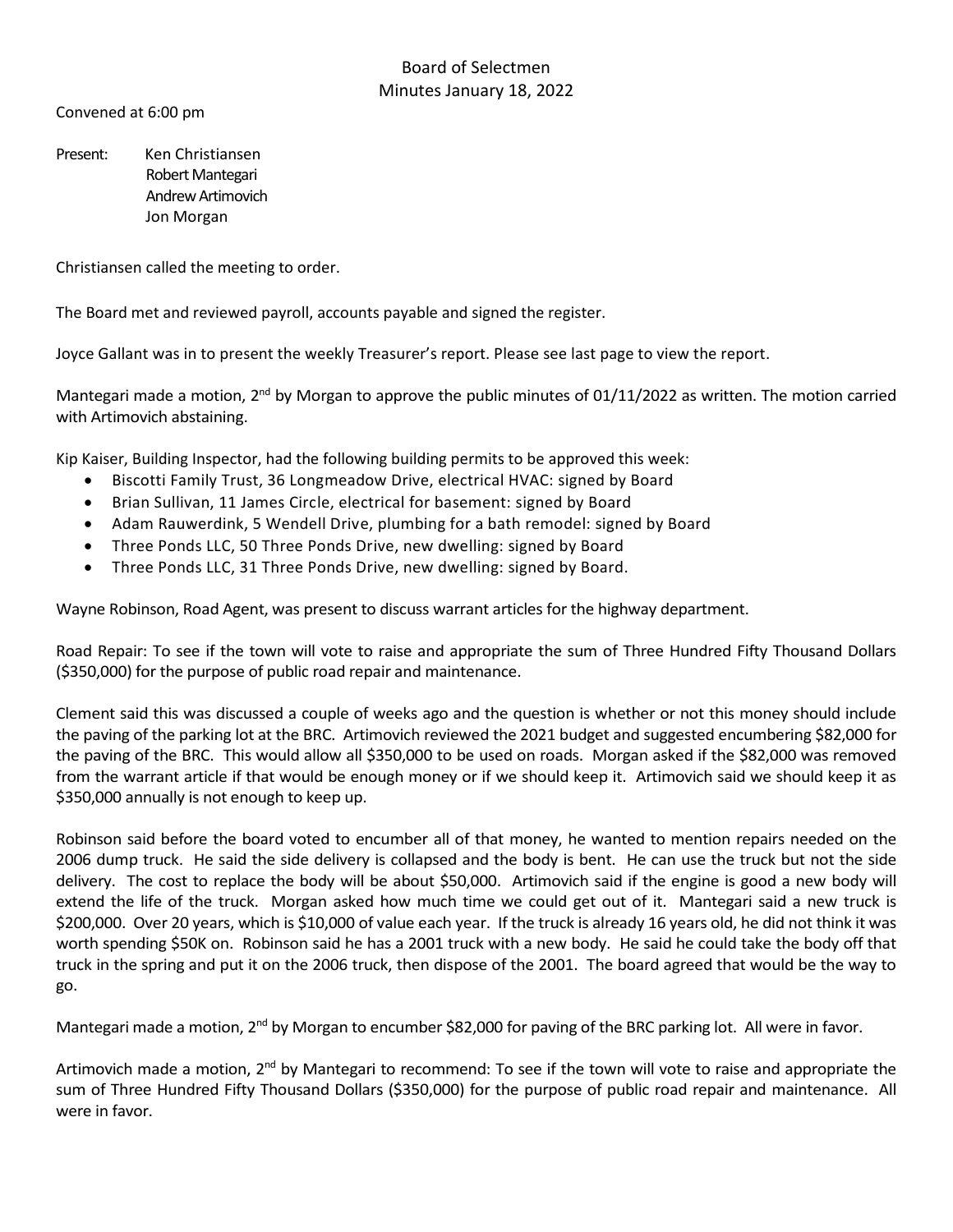# Board of Selectmen
## Minutes January 18, 2022

Convened at 6:00 pm

Present: Ken Christiansen
Robert Mantegari
Andrew Artimovich
Jon Morgan

Christiansen called the meeting to order.

The Board met and reviewed payroll, accounts payable and signed the register.

Joyce Gallant was in to present the weekly Treasurer's report. Please see last page to view the report.

Mantegari made a motion, 2nd by Morgan to approve the public minutes of 01/11/2022 as written. The motion carried with Artimovich abstaining.

Kip Kaiser, Building Inspector, had the following building permits to be approved this week:

- Biscotti Family Trust, 36 Longmeadow Drive, electrical HVAC: signed by Board
- Brian Sullivan, 11 James Circle, electrical for basement: signed by Board
- Adam Rauwerdink, 5 Wendell Drive, plumbing for a bath remodel: signed by Board
- Three Ponds LLC, 50 Three Ponds Drive, new dwelling: signed by Board
- Three Ponds LLC, 31 Three Ponds Drive, new dwelling: signed by Board.

Wayne Robinson, Road Agent, was present to discuss warrant articles for the highway department.

Road Repair: To see if the town will vote to raise and appropriate the sum of Three Hundred Fifty Thousand Dollars ($350,000) for the purpose of public road repair and maintenance.

Clement said this was discussed a couple of weeks ago and the question is whether or not this money should include the paving of the parking lot at the BRC. Artimovich reviewed the 2021 budget and suggested encumbering $82,000 for the paving of the BRC. This would allow all $350,000 to be used on roads. Morgan asked if the $82,000 was removed from the warrant article if that would be enough money or if we should keep it. Artimovich said we should keep it as $350,000 annually is not enough to keep up.

Robinson said before the board voted to encumber all of that money, he wanted to mention repairs needed on the 2006 dump truck. He said the side delivery is collapsed and the body is bent. He can use the truck but not the side delivery. The cost to replace the body will be about $50,000. Artimovich said if the engine is good a new body will extend the life of the truck. Morgan asked how much time we could get out of it. Mantegari said a new truck is $200,000. Over 20 years, which is $10,000 of value each year. If the truck is already 16 years old, he did not think it was worth spending $50K on. Robinson said he has a 2001 truck with a new body. He said he could take the body off that truck in the spring and put it on the 2006 truck, then dispose of the 2001. The board agreed that would be the way to go.

Mantegari made a motion, 2nd by Morgan to encumber $82,000 for paving of the BRC parking lot. All were in favor.

Artimovich made a motion, 2nd by Mantegari to recommend: To see if the town will vote to raise and appropriate the sum of Three Hundred Fifty Thousand Dollars ($350,000) for the purpose of public road repair and maintenance. All were in favor.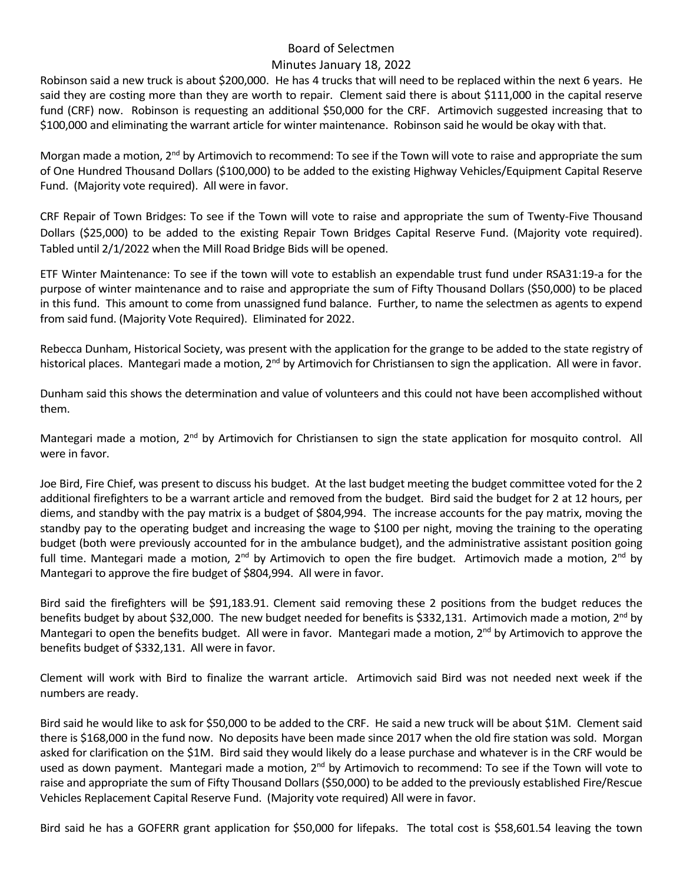Robinson said a new truck is about $200,000. He has 4 trucks that will need to be replaced within the next 6 years. He said they are costing more than they are worth to repair. Clement said there is about $111,000 in the capital reserve fund (CRF) now. Robinson is requesting an additional $50,000 for the CRF. Artimovich suggested increasing that to $100,000 and eliminating the warrant article for winter maintenance. Robinson said he would be okay with that.

Morgan made a motion, 2nd by Artimovich to recommend: To see if the Town will vote to raise and appropriate the sum of One Hundred Thousand Dollars ($100,000) to be added to the existing Highway Vehicles/Equipment Capital Reserve Fund. (Majority vote required). All were in favor.

CRF Repair of Town Bridges: To see if the Town will vote to raise and appropriate the sum of Twenty-Five Thousand Dollars ($25,000) to be added to the existing Repair Town Bridges Capital Reserve Fund. (Majority vote required). Tabled until 2/1/2022 when the Mill Road Bridge Bids will be opened.

ETF Winter Maintenance: To see if the town will vote to establish an expendable trust fund under RSA31:19-a for the purpose of winter maintenance and to raise and appropriate the sum of Fifty Thousand Dollars ($50,000) to be placed in this fund. This amount to come from unassigned fund balance. Further, to name the selectmen as agents to expend from said fund. (Majority Vote Required). Eliminated for 2022.

Rebecca Dunham, Historical Society, was present with the application for the grange to be added to the state registry of historical places. Mantegari made a motion, 2nd by Artimovich for Christiansen to sign the application. All were in favor.

Dunham said this shows the determination and value of volunteers and this could not have been accomplished without them.

Mantegari made a motion, 2nd by Artimovich for Christiansen to sign the state application for mosquito control. All were in favor.

Joe Bird, Fire Chief, was present to discuss his budget. At the last budget meeting the budget committee voted for the 2 additional firefighters to be a warrant article and removed from the budget. Bird said the budget for 2 at 12 hours, per diems, and standby with the pay matrix is a budget of $804,994. The increase accounts for the pay matrix, moving the standby pay to the operating budget and increasing the wage to $100 per night, moving the training to the operating budget (both were previously accounted for in the ambulance budget), and the administrative assistant position going full time. Mantegari made a motion, 2nd by Artimovich to open the fire budget. Artimovich made a motion, 2nd by Mantegari to approve the fire budget of $804,994. All were in favor.

Bird said the firefighters will be $91,183.91. Clement said removing these 2 positions from the budget reduces the benefits budget by about $32,000. The new budget needed for benefits is $332,131. Artimovich made a motion, 2nd by Mantegari to open the benefits budget. All were in favor. Mantegari made a motion, 2nd by Artimovich to approve the benefits budget of $332,131. All were in favor.

Clement will work with Bird to finalize the warrant article. Artimovich said Bird was not needed next week if the numbers are ready.

Bird said he would like to ask for $50,000 to be added to the CRF. He said a new truck will be about $1M. Clement said there is $168,000 in the fund now. No deposits have been made since 2017 when the old fire station was sold. Morgan asked for clarification on the $1M. Bird said they would likely do a lease purchase and whatever is in the CRF would be used as down payment. Mantegari made a motion, 2nd by Artimovich to recommend: To see if the Town will vote to raise and appropriate the sum of Fifty Thousand Dollars ($50,000) to be added to the previously established Fire/Rescue Vehicles Replacement Capital Reserve Fund. (Majority vote required) All were in favor.

Bird said he has a GOFERR grant application for $50,000 for lifepaks. The total cost is $58,601.54 leaving the town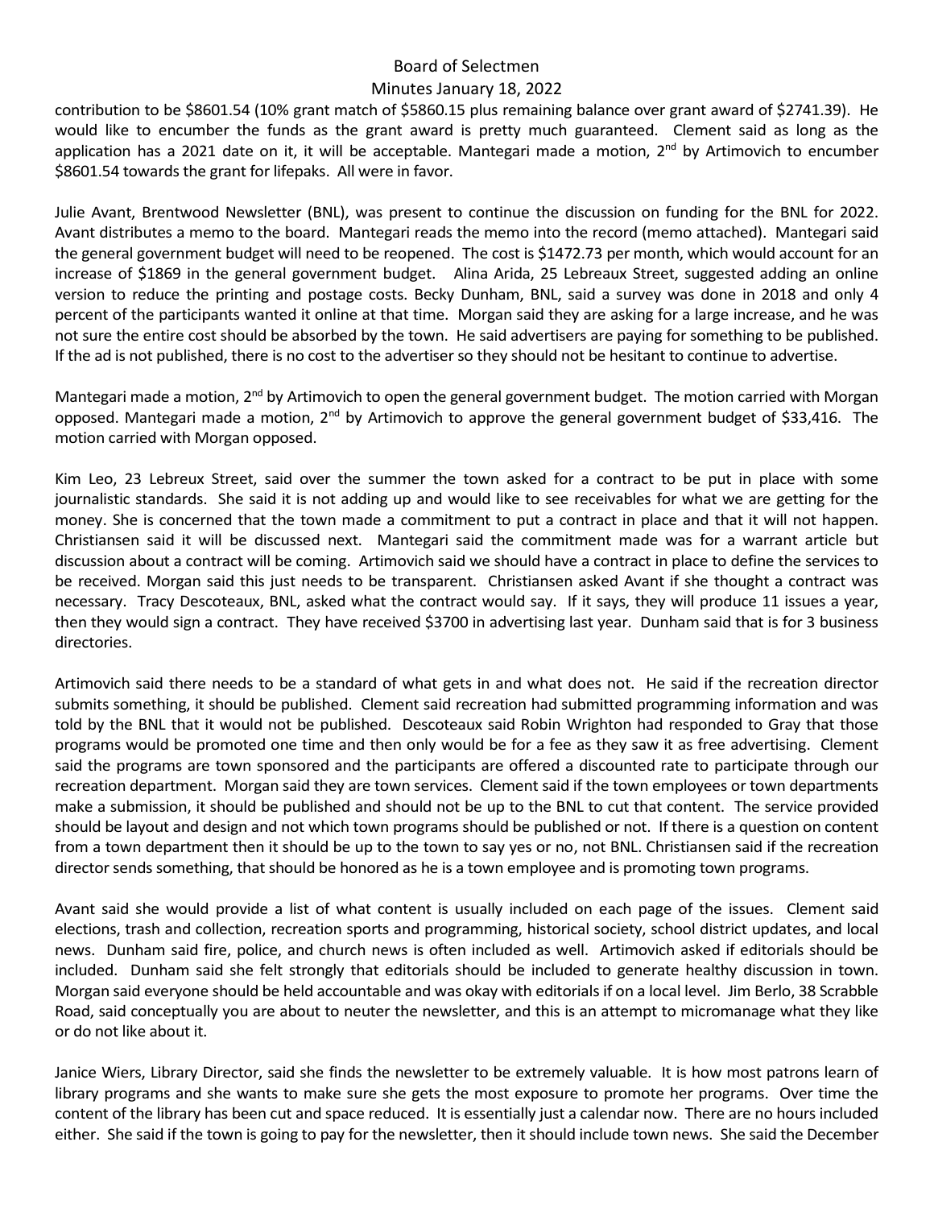contribution to be $8601.54 (10% grant match of $5860.15 plus remaining balance over grant award of $2741.39). He would like to encumber the funds as the grant award is pretty much guaranteed. Clement said as long as the application has a 2021 date on it, it will be acceptable. Mantegari made a motion, 2nd by Artimovich to encumber $8601.54 towards the grant for lifepaks. All were in favor.

Julie Avant, Brentwood Newsletter (BNL), was present to continue the discussion on funding for the BNL for 2022. Avant distributes a memo to the board. Mantegari reads the memo into the record (memo attached). Mantegari said the general government budget will need to be reopened. The cost is $1472.73 per month, which would account for an increase of $1869 in the general government budget. Alina Arida, 25 Lebreaux Street, suggested adding an online version to reduce the printing and postage costs. Becky Dunham, BNL, said a survey was done in 2018 and only 4 percent of the participants wanted it online at that time. Morgan said they are asking for a large increase, and he was not sure the entire cost should be absorbed by the town. He said advertisers are paying for something to be published. If the ad is not published, there is no cost to the advertiser so they should not be hesitant to continue to advertise.

Mantegari made a motion, 2nd by Artimovich to open the general government budget. The motion carried with Morgan opposed. Mantegari made a motion, 2nd by Artimovich to approve the general government budget of $33,416. The motion carried with Morgan opposed.

Kim Leo, 23 Lebreux Street, said over the summer the town asked for a contract to be put in place with some journalistic standards. She said it is not adding up and would like to see receivables for what we are getting for the money. She is concerned that the town made a commitment to put a contract in place and that it will not happen. Christiansen said it will be discussed next. Mantegari said the commitment made was for a warrant article but discussion about a contract will be coming. Artimovich said we should have a contract in place to define the services to be received. Morgan said this just needs to be transparent. Christiansen asked Avant if she thought a contract was necessary. Tracy Descoteaux, BNL, asked what the contract would say. If it says, they will produce 11 issues a year, then they would sign a contract. They have received $3700 in advertising last year. Dunham said that is for 3 business directories.

Artimovich said there needs to be a standard of what gets in and what does not. He said if the recreation director submits something, it should be published. Clement said recreation had submitted programming information and was told by the BNL that it would not be published. Descoteaux said Robin Wrighton had responded to Gray that those programs would be promoted one time and then only would be for a fee as they saw it as free advertising. Clement said the programs are town sponsored and the participants are offered a discounted rate to participate through our recreation department. Morgan said they are town services. Clement said if the town employees or town departments make a submission, it should be published and should not be up to the BNL to cut that content. The service provided should be layout and design and not which town programs should be published or not. If there is a question on content from a town department then it should be up to the town to say yes or no, not BNL. Christiansen said if the recreation director sends something, that should be honored as he is a town employee and is promoting town programs.

Avant said she would provide a list of what content is usually included on each page of the issues. Clement said elections, trash and collection, recreation sports and programming, historical society, school district updates, and local news. Dunham said fire, police, and church news is often included as well. Artimovich asked if editorials should be included. Dunham said she felt strongly that editorials should be included to generate healthy discussion in town. Morgan said everyone should be held accountable and was okay with editorials if on a local level. Jim Berlo, 38 Scrabble Road, said conceptually you are about to neuter the newsletter, and this is an attempt to micromanage what they like or do not like about it.

Janice Wiers, Library Director, said she finds the newsletter to be extremely valuable. It is how most patrons learn of library programs and she wants to make sure she gets the most exposure to promote her programs. Over time the content of the library has been cut and space reduced. It is essentially just a calendar now. There are no hours included either. She said if the town is going to pay for the newsletter, then it should include town news. She said the December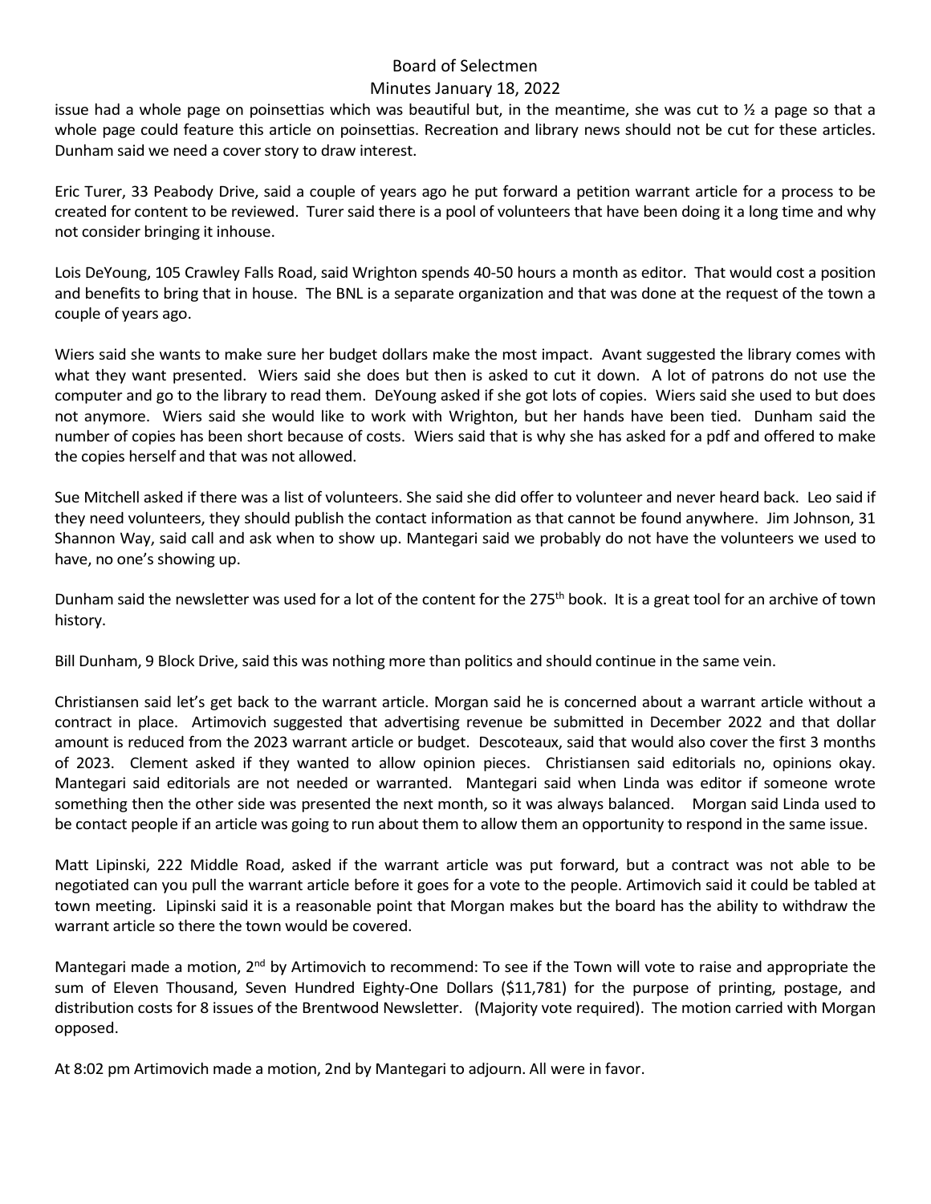issue had a whole page on poinsettias which was beautiful but, in the meantime, she was cut to ½ a page so that a whole page could feature this article on poinsettias. Recreation and library news should not be cut for these articles. Dunham said we need a cover story to draw interest.

Eric Turer, 33 Peabody Drive, said a couple of years ago he put forward a petition warrant article for a process to be created for content to be reviewed. Turer said there is a pool of volunteers that have been doing it a long time and why not consider bringing it inhouse.

Lois DeYoung, 105 Crawley Falls Road, said Wrighton spends 40-50 hours a month as editor. That would cost a position and benefits to bring that in house. The BNL is a separate organization and that was done at the request of the town a couple of years ago.

Wiers said she wants to make sure her budget dollars make the most impact. Avant suggested the library comes with what they want presented. Wiers said she does but then is asked to cut it down. A lot of patrons do not use the computer and go to the library to read them. DeYoung asked if she got lots of copies. Wiers said she used to but does not anymore. Wiers said she would like to work with Wrighton, but her hands have been tied. Dunham said the number of copies has been short because of costs. Wiers said that is why she has asked for a pdf and offered to make the copies herself and that was not allowed.

Sue Mitchell asked if there was a list of volunteers. She said she did offer to volunteer and never heard back. Leo said if they need volunteers, they should publish the contact information as that cannot be found anywhere. Jim Johnson, 31 Shannon Way, said call and ask when to show up. Mantegari said we probably do not have the volunteers we used to have, no one's showing up.

Dunham said the newsletter was used for a lot of the content for the 275th book. It is a great tool for an archive of town history.

Bill Dunham, 9 Block Drive, said this was nothing more than politics and should continue in the same vein.

Christiansen said let's get back to the warrant article. Morgan said he is concerned about a warrant article without a contract in place. Artimovich suggested that advertising revenue be submitted in December 2022 and that dollar amount is reduced from the 2023 warrant article or budget. Descoteaux, said that would also cover the first 3 months of 2023. Clement asked if they wanted to allow opinion pieces. Christiansen said editorials no, opinions okay. Mantegari said editorials are not needed or warranted. Mantegari said when Linda was editor if someone wrote something then the other side was presented the next month, so it was always balanced. Morgan said Linda used to be contact people if an article was going to run about them to allow them an opportunity to respond in the same issue.

Matt Lipinski, 222 Middle Road, asked if the warrant article was put forward, but a contract was not able to be negotiated can you pull the warrant article before it goes for a vote to the people. Artimovich said it could be tabled at town meeting. Lipinski said it is a reasonable point that Morgan makes but the board has the ability to withdraw the warrant article so there the town would be covered.

Mantegari made a motion, 2nd by Artimovich to recommend: To see if the Town will vote to raise and appropriate the sum of Eleven Thousand, Seven Hundred Eighty-One Dollars ($11,781) for the purpose of printing, postage, and distribution costs for 8 issues of the Brentwood Newsletter. (Majority vote required). The motion carried with Morgan opposed.

At 8:02 pm Artimovich made a motion, 2nd by Mantegari to adjourn. All were in favor.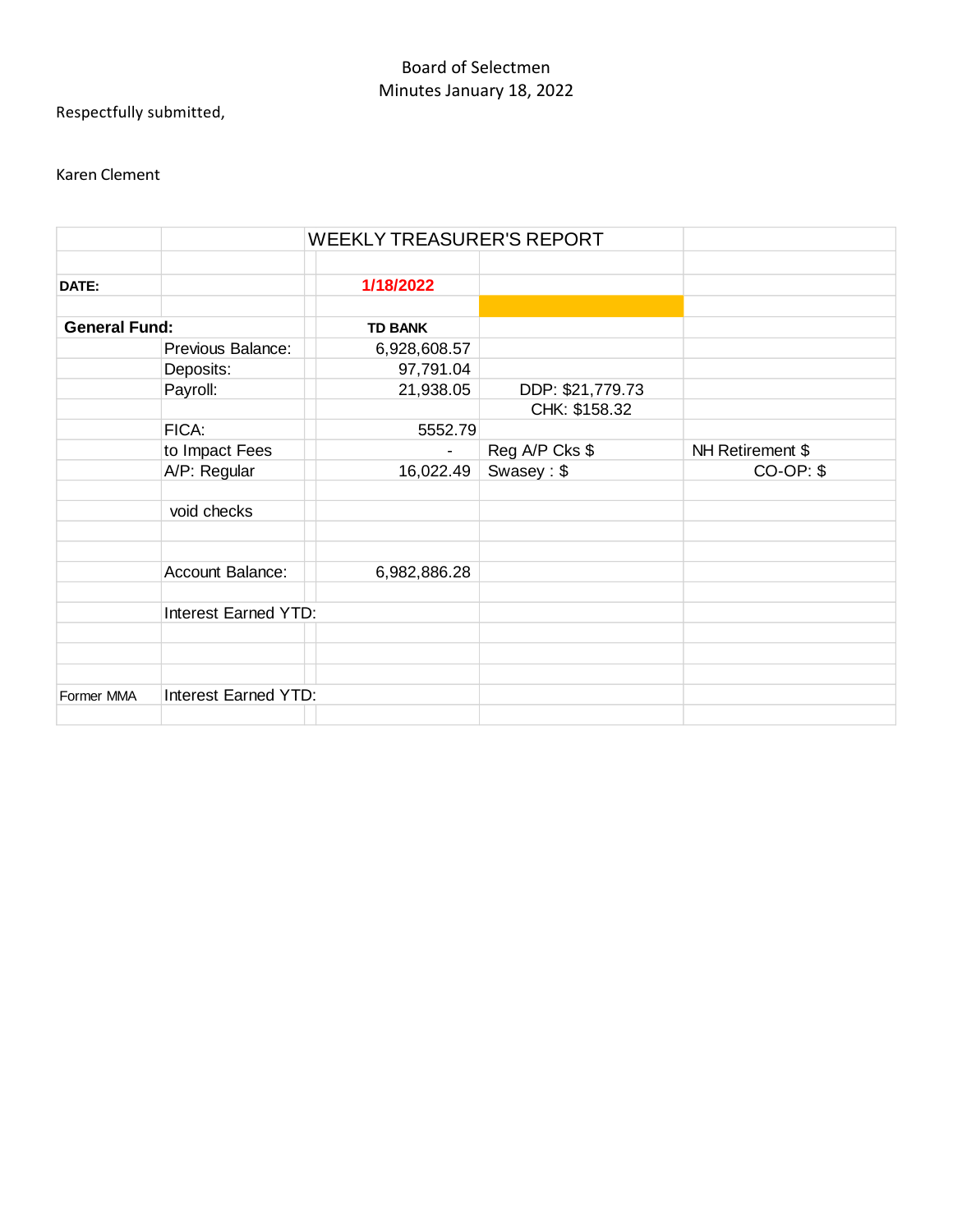Board of Selectmen
Minutes January 18, 2022

Respectfully submitted,

Karen Clement

| | | | | |
|---|---|---|---|---|
| | | WEEKLY TREASURER'S REPORT | | |
| | | | | |
| **DATE:** | | **1/18/2022** | | |
| | | | | |
| **General Fund:** | | **TD BANK** | | |
| | Previous Balance: | 6,928,608.57 | | |
| | Deposits: | 97,791.04 | | |
| | Payroll: | 21,938.05 | DDP: $21,779.73 | |
| | | | CHK: $158.32 | |
| | FICA: | 5552.79 | | |
| | to Impact Fees | - | Reg A/P Cks $ | NH Retirement $ |
| | A/P: Regular | 16,022.49 | Swasey : $ | CO-OP: $ |
| | | | | |
| | void checks | | | |
| | | | | |
| | | | | |
| | Account Balance: | 6,982,886.28 | | |
| | | | | |
| | Interest Earned YTD: | | | |
| | | | | |
| | | | | |
| | | | | |
| Former MMA | Interest Earned YTD: | | | |
| | | | | |